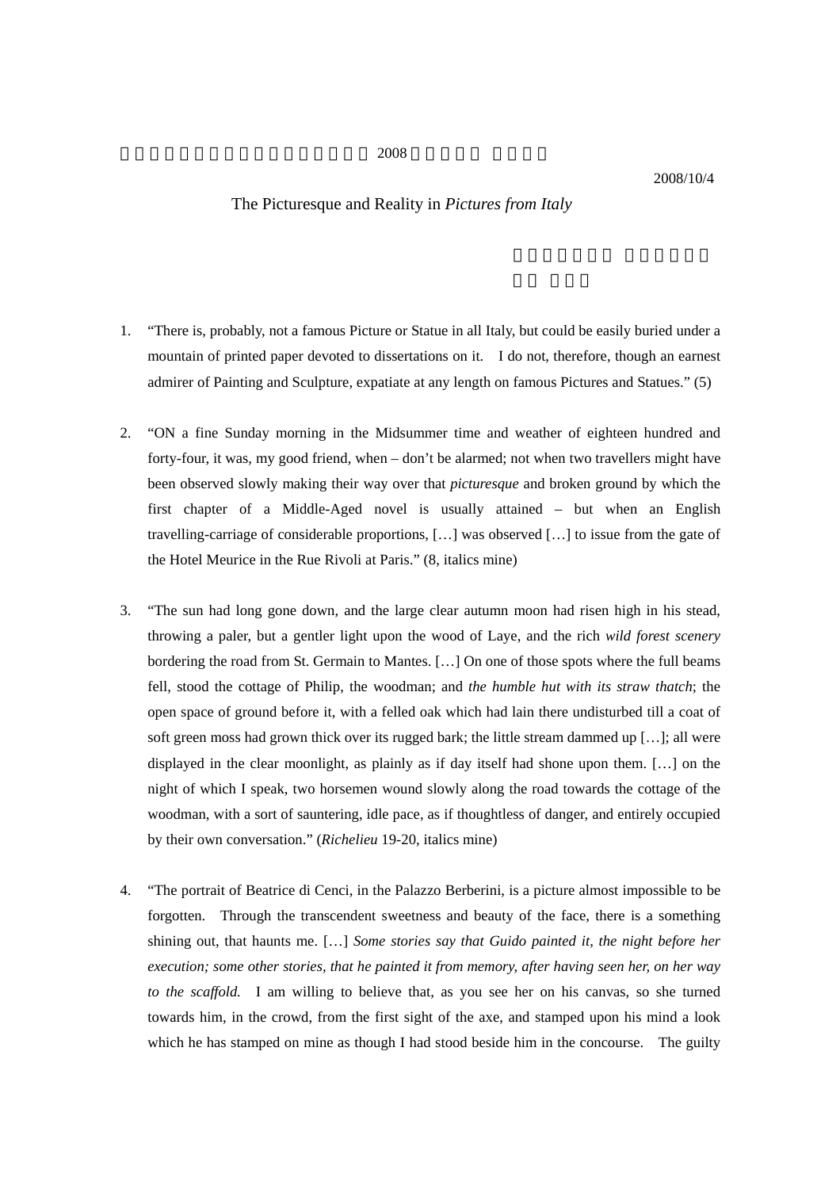2008

2008/10/4

# The Picturesque and Reality in *Pictures from Italy*

1. "There is, probably, not a famous Picture or Statue in all Italy, but could be easily buried under a mountain of printed paper devoted to dissertations on it. I do not, therefore, though an earnest admirer of Painting and Sculpture, expatiate at any length on famous Pictures and Statues." (5)

2. "ON a fine Sunday morning in the Midsummer time and weather of eighteen hundred and forty-four, it was, my good friend, when – don't be alarmed; not when two travellers might have been observed slowly making their way over that *picturesque* and broken ground by which the first chapter of a Middle-Aged novel is usually attained – but when an English travelling-carriage of considerable proportions, […] was observed […] to issue from the gate of the Hotel Meurice in the Rue Rivoli at Paris." (8, italics mine)

3. "The sun had long gone down, and the large clear autumn moon had risen high in his stead, throwing a paler, but a gentler light upon the wood of Laye, and the rich *wild forest scenery* bordering the road from St. Germain to Mantes. […] On one of those spots where the full beams fell, stood the cottage of Philip, the woodman; and *the humble hut with its straw thatch*; the open space of ground before it, with a felled oak which had lain there undisturbed till a coat of soft green moss had grown thick over its rugged bark; the little stream dammed up […]; all were displayed in the clear moonlight, as plainly as if day itself had shone upon them. […] on the night of which I speak, two horsemen wound slowly along the road towards the cottage of the woodman, with a sort of sauntering, idle pace, as if thoughtless of danger, and entirely occupied by their own conversation." (*Richelieu* 19-20, italics mine)

4. "The portrait of Beatrice di Cenci, in the Palazzo Berberini, is a picture almost impossible to be forgotten. Through the transcendent sweetness and beauty of the face, there is a something shining out, that haunts me. […] *Some stories say that Guido painted it, the night before her execution; some other stories, that he painted it from memory, after having seen her, on her way to the scaffold.* I am willing to believe that, as you see her on his canvas, so she turned towards him, in the crowd, from the first sight of the axe, and stamped upon his mind a look which he has stamped on mine as though I had stood beside him in the concourse. The guilty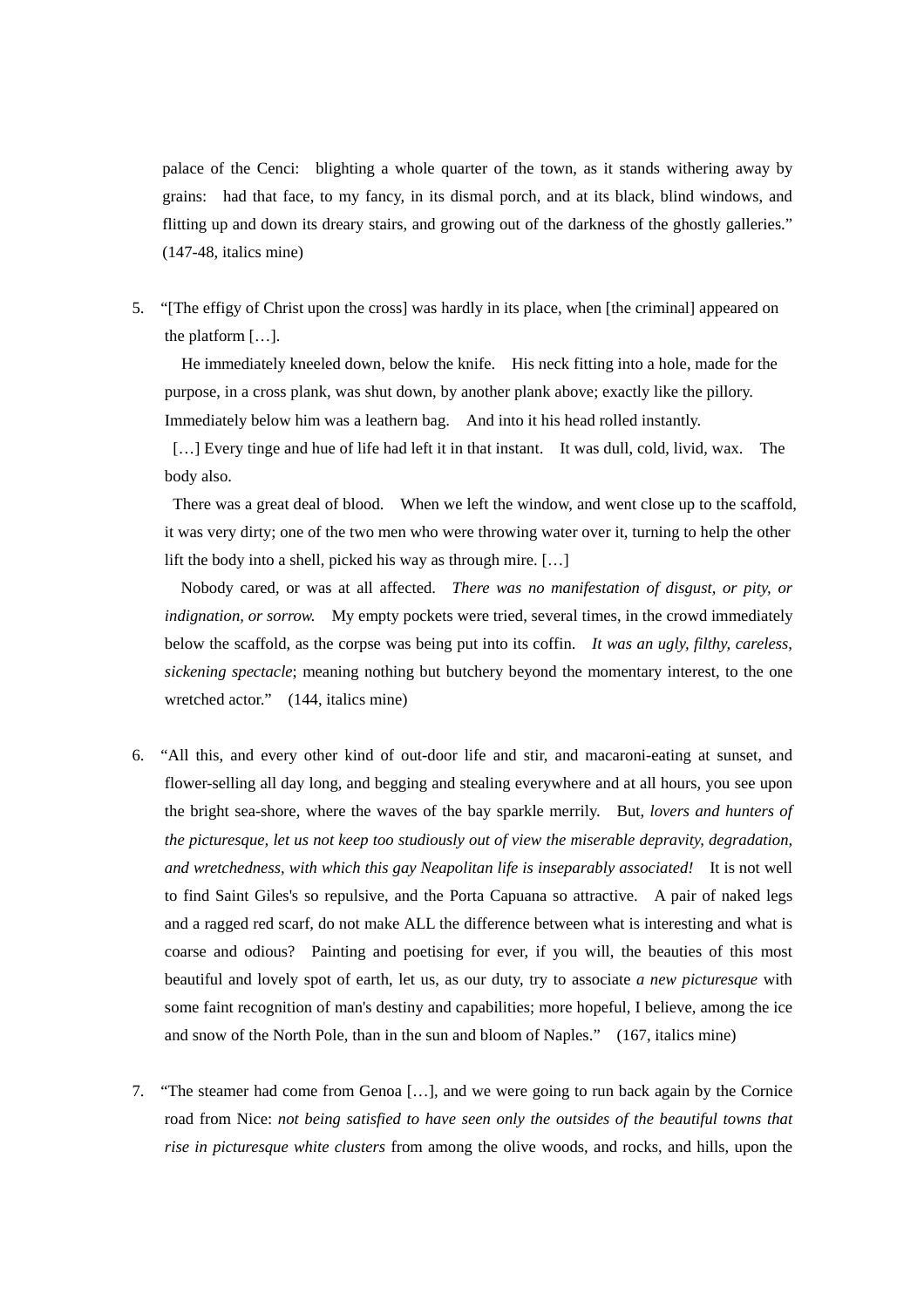palace of the Cenci: blighting a whole quarter of the town, as it stands withering away by grains: had that face, to my fancy, in its dismal porch, and at its black, blind windows, and flitting up and down its dreary stairs, and growing out of the darkness of the ghostly galleries." (147-48, italics mine)

5. "[The effigy of Christ upon the cross] was hardly in its place, when [the criminal] appeared on the platform […].

   He immediately kneeled down, below the knife. His neck fitting into a hole, made for the purpose, in a cross plank, was shut down, by another plank above; exactly like the pillory. Immediately below him was a leathern bag. And into it his head rolled instantly.

   […] Every tinge and hue of life had left it in that instant. It was dull, cold, livid, wax. The body also.

   There was a great deal of blood. When we left the window, and went close up to the scaffold, it was very dirty; one of the two men who were throwing water over it, turning to help the other lift the body into a shell, picked his way as through mire. […]

   Nobody cared, or was at all affected. *There was no manifestation of disgust, or pity, or indignation, or sorrow.* My empty pockets were tried, several times, in the crowd immediately below the scaffold, as the corpse was being put into its coffin. *It was an ugly, filthy, careless, sickening spectacle*; meaning nothing but butchery beyond the momentary interest, to the one wretched actor." (144, italics mine)

6. "All this, and every other kind of out-door life and stir, and macaroni-eating at sunset, and flower-selling all day long, and begging and stealing everywhere and at all hours, you see upon the bright sea-shore, where the waves of the bay sparkle merrily. But, *lovers and hunters of the picturesque, let us not keep too studiously out of view the miserable depravity, degradation, and wretchedness, with which this gay Neapolitan life is inseparably associated!* It is not well to find Saint Giles's so repulsive, and the Porta Capuana so attractive. A pair of naked legs and a ragged red scarf, do not make ALL the difference between what is interesting and what is coarse and odious? Painting and poetising for ever, if you will, the beauties of this most beautiful and lovely spot of earth, let us, as our duty, try to associate *a new picturesque* with some faint recognition of man's destiny and capabilities; more hopeful, I believe, among the ice and snow of the North Pole, than in the sun and bloom of Naples." (167, italics mine)

7. "The steamer had come from Genoa […], and we were going to run back again by the Cornice road from Nice: *not being satisfied to have seen only the outsides of the beautiful towns that rise in picturesque white clusters* from among the olive woods, and rocks, and hills, upon the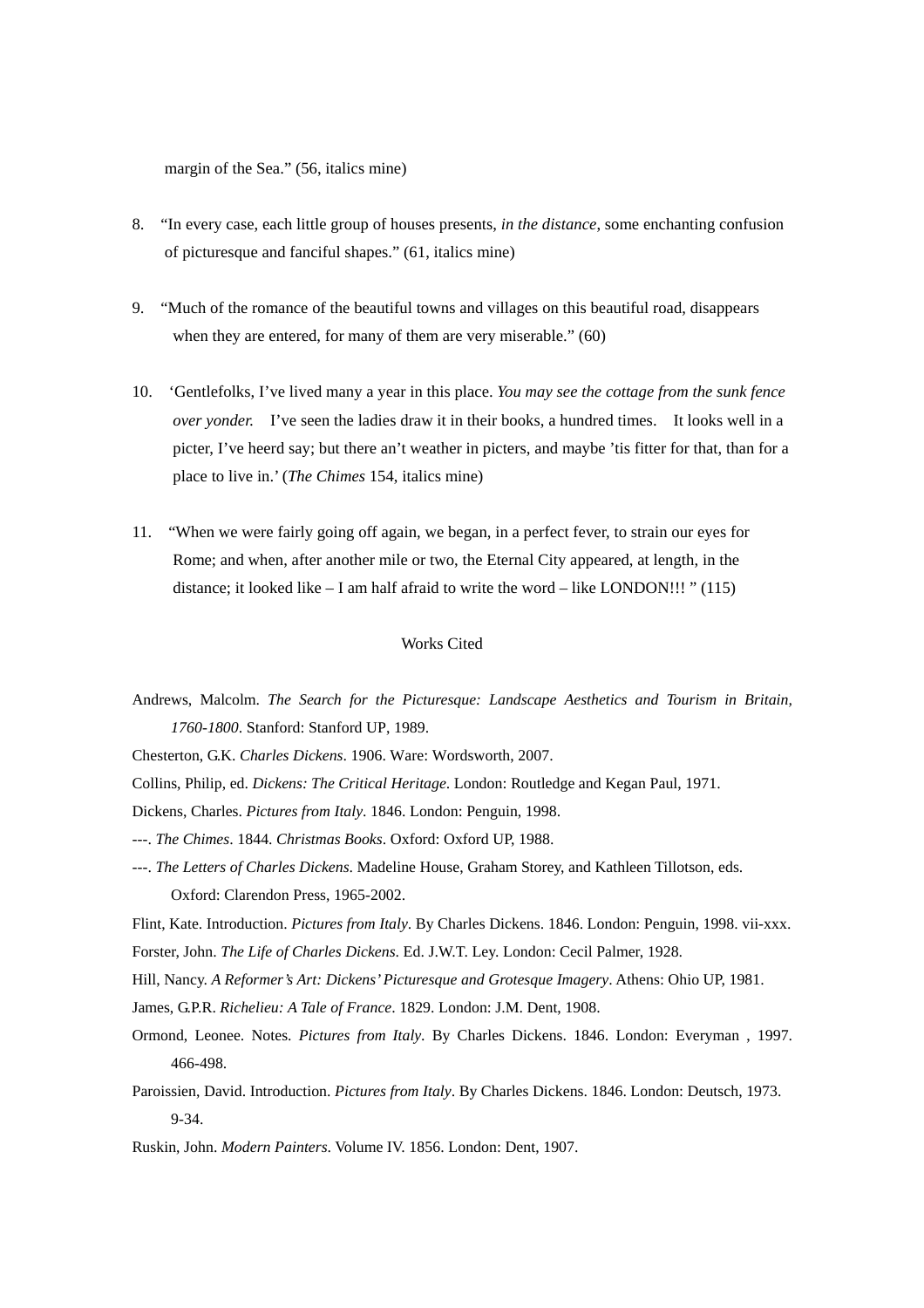margin of the Sea." (56, italics mine)

8. "In every case, each little group of houses presents, *in the distance*, some enchanting confusion of picturesque and fanciful shapes." (61, italics mine)

9. "Much of the romance of the beautiful towns and villages on this beautiful road, disappears when they are entered, for many of them are very miserable." (60)

10. 'Gentlefolks, I've lived many a year in this place. *You may see the cottage from the sunk fence over yonder.* I've seen the ladies draw it in their books, a hundred times. It looks well in a picter, I've heerd say; but there an't weather in picters, and maybe 'tis fitter for that, than for a place to live in.' (*The Chimes* 154, italics mine)

11. "When we were fairly going off again, we began, in a perfect fever, to strain our eyes for Rome; and when, after another mile or two, the Eternal City appeared, at length, in the distance; it looked like – I am half afraid to write the word – like LONDON!!! " (115)

## Works Cited

Andrews, Malcolm. *The Search for the Picturesque: Landscape Aesthetics and Tourism in Britain, 1760-1800*. Stanford: Stanford UP, 1989.

Chesterton, G.K. *Charles Dickens*. 1906. Ware: Wordsworth, 2007.

Collins, Philip, ed. *Dickens: The Critical Heritage*. London: Routledge and Kegan Paul, 1971.

Dickens, Charles. *Pictures from Italy*. 1846. London: Penguin, 1998.

---. *The Chimes*. 1844. *Christmas Books*. Oxford: Oxford UP, 1988.

---. *The Letters of Charles Dickens*. Madeline House, Graham Storey, and Kathleen Tillotson, eds. Oxford: Clarendon Press, 1965-2002.

Flint, Kate. Introduction. *Pictures from Italy*. By Charles Dickens. 1846. London: Penguin, 1998. vii-xxx.

Forster, John. *The Life of Charles Dickens*. Ed. J.W.T. Ley. London: Cecil Palmer, 1928.

Hill, Nancy. *A Reformer's Art: Dickens' Picturesque and Grotesque Imagery*. Athens: Ohio UP, 1981.

James, G.P.R. *Richelieu: A Tale of France*. 1829. London: J.M. Dent, 1908.

Ormond, Leonee. Notes. *Pictures from Italy*. By Charles Dickens. 1846. London: Everyman , 1997. 466-498.

Paroissien, David. Introduction. *Pictures from Italy*. By Charles Dickens. 1846. London: Deutsch, 1973. 9-34.

Ruskin, John. *Modern Painters*. Volume IV. 1856. London: Dent, 1907.